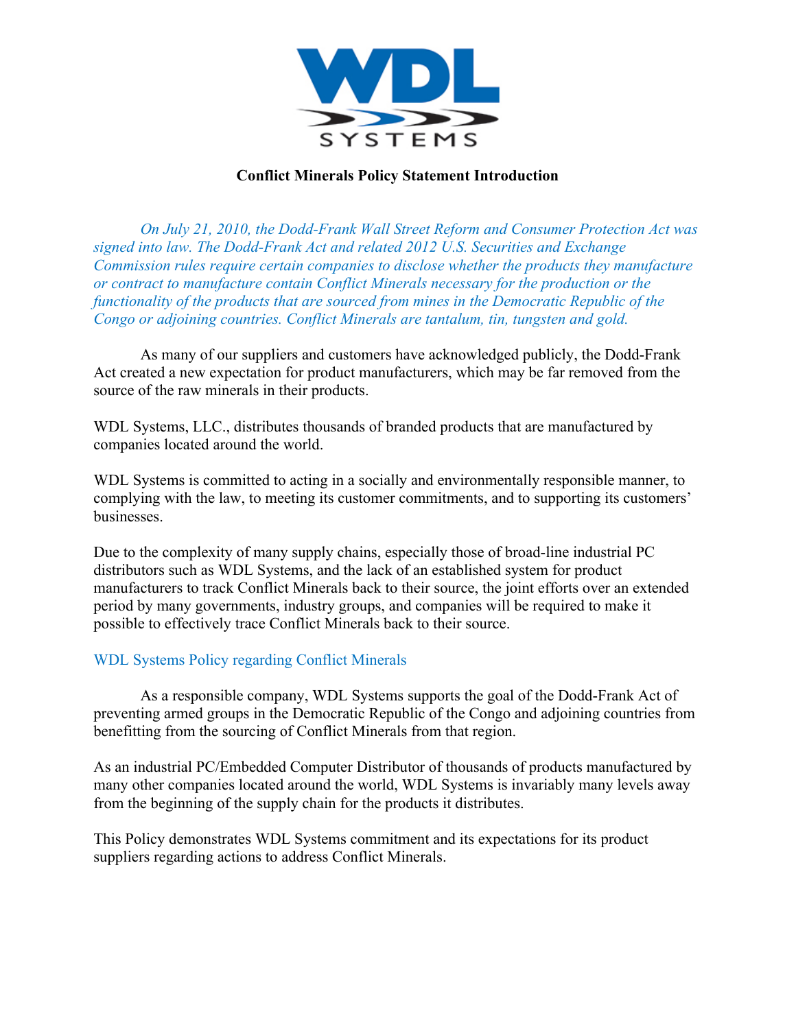**Conflict Minerals Policy Statement Introduction**

*On July 21, 2010, the Dodd-Frank Wall Street Reform and Consumer Protection Act was signed into law. The Dodd-Frank Act and related 2012 U.S. Securities and Exchange Commission rules require certain companies to disclose whether the products they manufacture or contract to manufacture contain Conflict Minerals necessary for the production or the functionality of the products that are sourced from mines in the Democratic Republic of the Congo or adjoining countries. Conflict Minerals are tantalum, tin, tungsten and gold.*

As many of our suppliers and customers have acknowledged publicly, the Dodd-Frank Act created a new expectation for product manufacturers, which may be far removed from the source of the raw minerals in their products.

WDL Systems, LLC., distributes thousands of branded products that are manufactured by companies located around the world.

WDL Systems is committed to acting in a socially and environmentally responsible manner, to complying with the law, to meeting its customer commitments, and to supporting its customers' businesses.

Due to the complexity of many supply chains, especially those of broad-line industrial PC distributors such as WDL Systems, and the lack of an established system for product manufacturers to track Conflict Minerals back to their source, the joint efforts over an extended period by many governments, industry groups, and companies will be required to make it possible to effectively trace Conflict Minerals back to their source.

## WDL Systems Policy regarding Conflict Minerals

As a responsible company, WDL Systems supports the goal of the Dodd-Frank Act of preventing armed groups in the Democratic Republic of the Congo and adjoining countries from benefitting from the sourcing of Conflict Minerals from that region.

As an industrial PC/Embedded Computer Distributor of thousands of products manufactured by many other companies located around the world, WDL Systems is invariably many levels away from the beginning of the supply chain for the products it distributes.

This Policy demonstrates WDL Systems commitment and its expectations for its product suppliers regarding actions to address Conflict Minerals.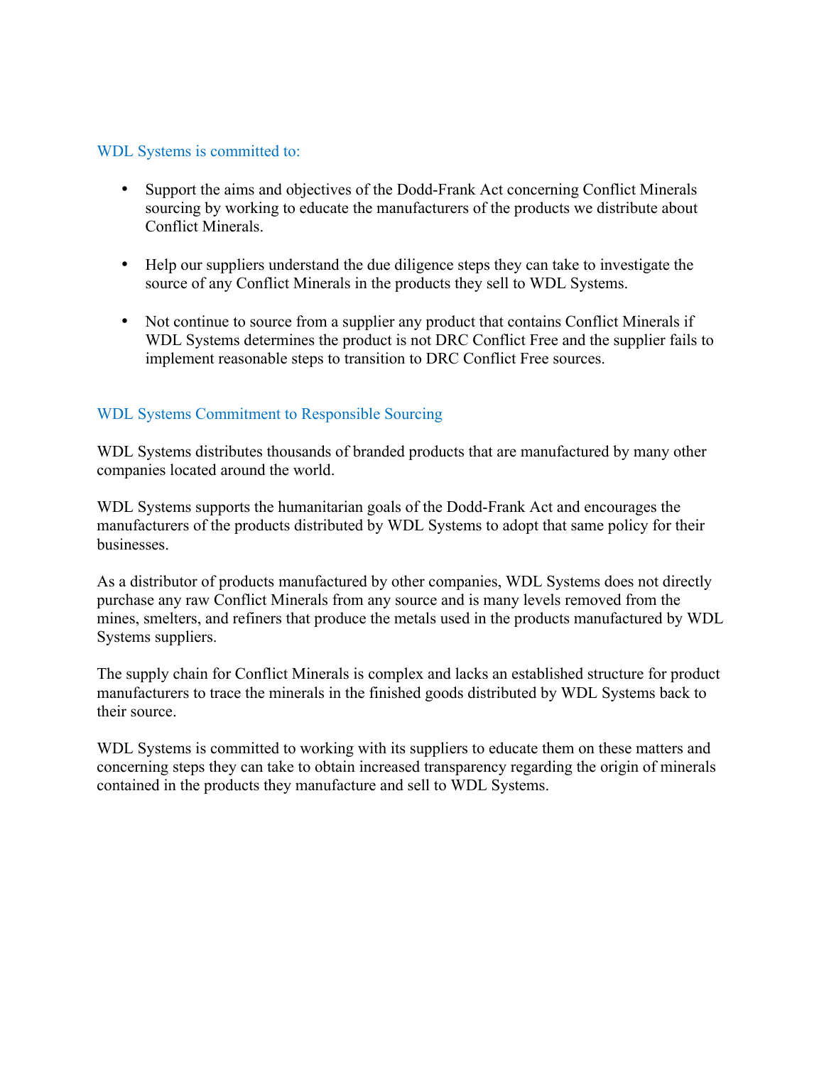## WDL Systems is committed to:

- Support the aims and objectives of the Dodd-Frank Act concerning Conflict Minerals sourcing by working to educate the manufacturers of the products we distribute about Conflict Minerals.

- Help our suppliers understand the due diligence steps they can take to investigate the source of any Conflict Minerals in the products they sell to WDL Systems.

- Not continue to source from a supplier any product that contains Conflict Minerals if WDL Systems determines the product is not DRC Conflict Free and the supplier fails to implement reasonable steps to transition to DRC Conflict Free sources.

## WDL Systems Commitment to Responsible Sourcing

WDL Systems distributes thousands of branded products that are manufactured by many other companies located around the world.

WDL Systems supports the humanitarian goals of the Dodd-Frank Act and encourages the manufacturers of the products distributed by WDL Systems to adopt that same policy for their businesses.

As a distributor of products manufactured by other companies, WDL Systems does not directly purchase any raw Conflict Minerals from any source and is many levels removed from the mines, smelters, and refiners that produce the metals used in the products manufactured by WDL Systems suppliers.

The supply chain for Conflict Minerals is complex and lacks an established structure for product manufacturers to trace the minerals in the finished goods distributed by WDL Systems back to their source.

WDL Systems is committed to working with its suppliers to educate them on these matters and concerning steps they can take to obtain increased transparency regarding the origin of minerals contained in the products they manufacture and sell to WDL Systems.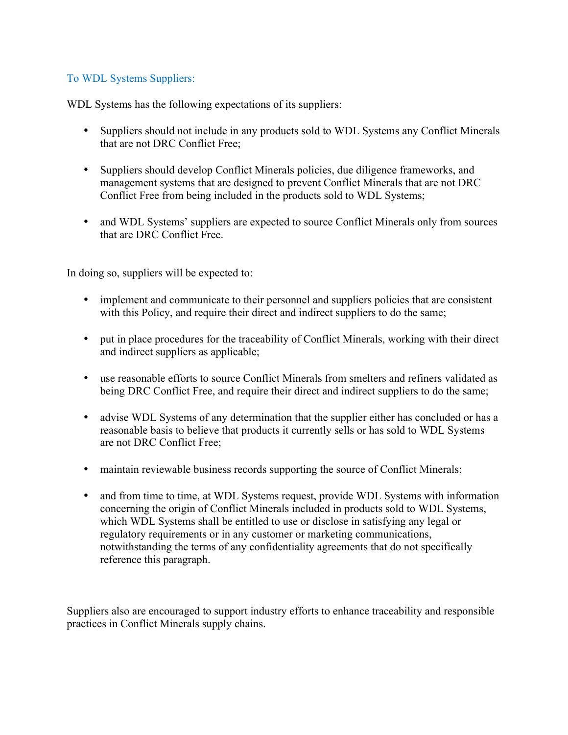## To WDL Systems Suppliers:

WDL Systems has the following expectations of its suppliers:

- Suppliers should not include in any products sold to WDL Systems any Conflict Minerals that are not DRC Conflict Free;
- Suppliers should develop Conflict Minerals policies, due diligence frameworks, and management systems that are designed to prevent Conflict Minerals that are not DRC Conflict Free from being included in the products sold to WDL Systems;
- and WDL Systems' suppliers are expected to source Conflict Minerals only from sources that are DRC Conflict Free.

In doing so, suppliers will be expected to:

- implement and communicate to their personnel and suppliers policies that are consistent with this Policy, and require their direct and indirect suppliers to do the same;
- put in place procedures for the traceability of Conflict Minerals, working with their direct and indirect suppliers as applicable;
- use reasonable efforts to source Conflict Minerals from smelters and refiners validated as being DRC Conflict Free, and require their direct and indirect suppliers to do the same;
- advise WDL Systems of any determination that the supplier either has concluded or has a reasonable basis to believe that products it currently sells or has sold to WDL Systems are not DRC Conflict Free;
- maintain reviewable business records supporting the source of Conflict Minerals;
- and from time to time, at WDL Systems request, provide WDL Systems with information concerning the origin of Conflict Minerals included in products sold to WDL Systems, which WDL Systems shall be entitled to use or disclose in satisfying any legal or regulatory requirements or in any customer or marketing communications, notwithstanding the terms of any confidentiality agreements that do not specifically reference this paragraph.

Suppliers also are encouraged to support industry efforts to enhance traceability and responsible practices in Conflict Minerals supply chains.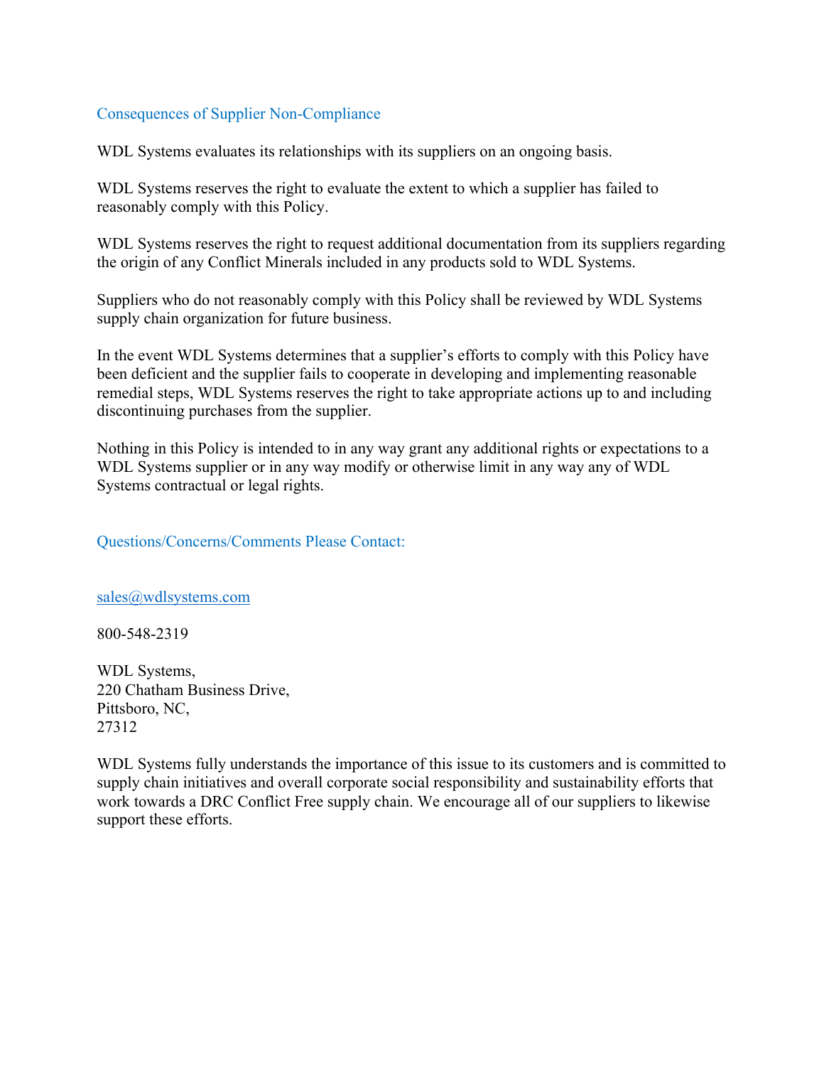## Consequences of Supplier Non-Compliance

WDL Systems evaluates its relationships with its suppliers on an ongoing basis.

WDL Systems reserves the right to evaluate the extent to which a supplier has failed to reasonably comply with this Policy.

WDL Systems reserves the right to request additional documentation from its suppliers regarding the origin of any Conflict Minerals included in any products sold to WDL Systems.

Suppliers who do not reasonably comply with this Policy shall be reviewed by WDL Systems supply chain organization for future business.

In the event WDL Systems determines that a supplier's efforts to comply with this Policy have been deficient and the supplier fails to cooperate in developing and implementing reasonable remedial steps, WDL Systems reserves the right to take appropriate actions up to and including discontinuing purchases from the supplier.

Nothing in this Policy is intended to in any way grant any additional rights or expectations to a WDL Systems supplier or in any way modify or otherwise limit in any way any of WDL Systems contractual or legal rights.

## Questions/Concerns/Comments Please Contact:

sales@wdlsystems.com

800-548-2319

WDL Systems,
220 Chatham Business Drive,
Pittsboro, NC,
27312

WDL Systems fully understands the importance of this issue to its customers and is committed to supply chain initiatives and overall corporate social responsibility and sustainability efforts that work towards a DRC Conflict Free supply chain. We encourage all of our suppliers to likewise support these efforts.